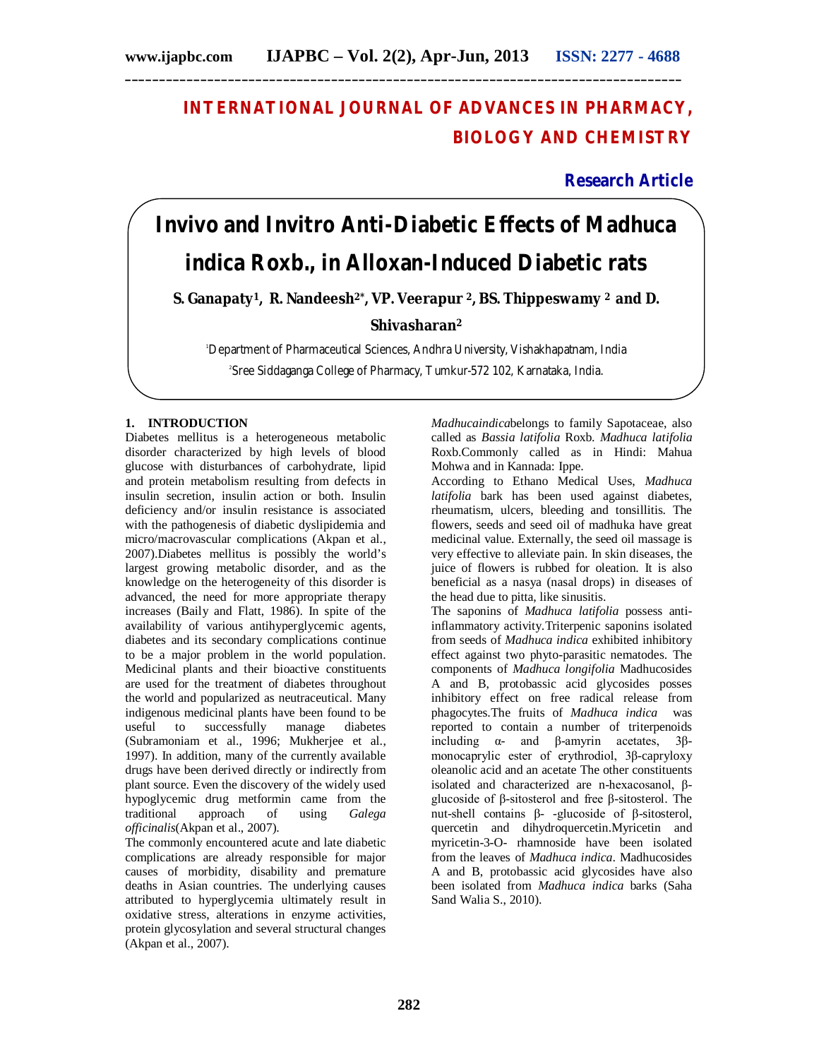# INTERNATIONAL JOURNAL OF ADVANCES IN PHARMACY, BIOLOGY AND CHEMISTRY

**Research Article**

# Invivo and Invitro Anti-Diabetic Effects of Madhuca indica Roxb., in Alloxan-Induced Diabetic rats

**S. Ganapaty[1], R. Nandeesh[2*], VP. Veerapur [2], BS. Thippeswamy [2] and D. Shivasharan[2]**

[1]Department of Pharmaceutical Sciences, Andhra University, Vishakhapatnam, India

[2]Sree Siddaganga College of Pharmacy, Tumkur-572 102, Karnataka, India.

## 1. INTRODUCTION

Diabetes mellitus is a heterogeneous metabolic disorder characterized by high levels of blood glucose with disturbances of carbohydrate, lipid and protein metabolism resulting from defects in insulin secretion, insulin action or both. Insulin deficiency and/or insulin resistance is associated with the pathogenesis of diabetic dyslipidemia and micro/macrovascular complications (Akpan et al., 2007).Diabetes mellitus is possibly the world's largest growing metabolic disorder, and as the knowledge on the heterogeneity of this disorder is advanced, the need for more appropriate therapy increases (Baily and Flatt, 1986). In spite of the availability of various antihyperglycemic agents, diabetes and its secondary complications continue to be a major problem in the world population. Medicinal plants and their bioactive constituents are used for the treatment of diabetes throughout the world and popularized as neutraceutical. Many indigenous medicinal plants have been found to be useful to successfully manage diabetes (Subramoniam et al., 1996; Mukherjee et al., 1997). In addition, many of the currently available drugs have been derived directly or indirectly from plant source. Even the discovery of the widely used hypoglycemic drug metformin came from the traditional approach of using *Galega officinalis*(Akpan et al., 2007).

The commonly encountered acute and late diabetic complications are already responsible for major causes of morbidity, disability and premature deaths in Asian countries. The underlying causes attributed to hyperglycemia ultimately result in oxidative stress, alterations in enzyme activities, protein glycosylation and several structural changes (Akpan et al., 2007).

*Madhucaindica*belongs to family Sapotaceae, also called as *Bassia latifolia* Roxb. *Madhuca latifolia* Roxb.Commonly called as in Hindi: Mahua Mohwa and in Kannada: Ippe.

According to Ethano Medical Uses, *Madhuca latifolia* bark has been used against diabetes, rheumatism, ulcers, bleeding and tonsillitis. The flowers, seeds and seed oil of madhuka have great medicinal value. Externally, the seed oil massage is very effective to alleviate pain. In skin diseases, the juice of flowers is rubbed for oleation. It is also beneficial as a nasya (nasal drops) in diseases of the head due to pitta, like sinusitis.

The saponins of *Madhuca latifolia* possess anti-inflammatory activity.Triterpenic saponins isolated from seeds of *Madhuca indica* exhibited inhibitory effect against two phyto-parasitic nematodes. The components of *Madhuca longifolia* Madhucosides A and B, protobassic acid glycosides posses inhibitory effect on free radical release from phagocytes.The fruits of *Madhuca indica* was reported to contain a number of triterpenoids including α- and β-amyrin acetates, 3β-monocaprylic ester of erythrodiol, 3β-capryloxy oleanolic acid and an acetate The other constituents isolated and characterized are n-hexacosanol, β-glucoside of β-sitosterol and free β-sitosterol. The nut-shell contains β- -glucoside of β-sitosterol, quercetin and dihydroquercetin.Myricetin and myricetin-3-O- rhamnoside have been isolated from the leaves of *Madhuca indica*. Madhucosides A and B, protobassic acid glycosides have also been isolated from *Madhuca indica* barks (Saha Sand Walia S., 2010).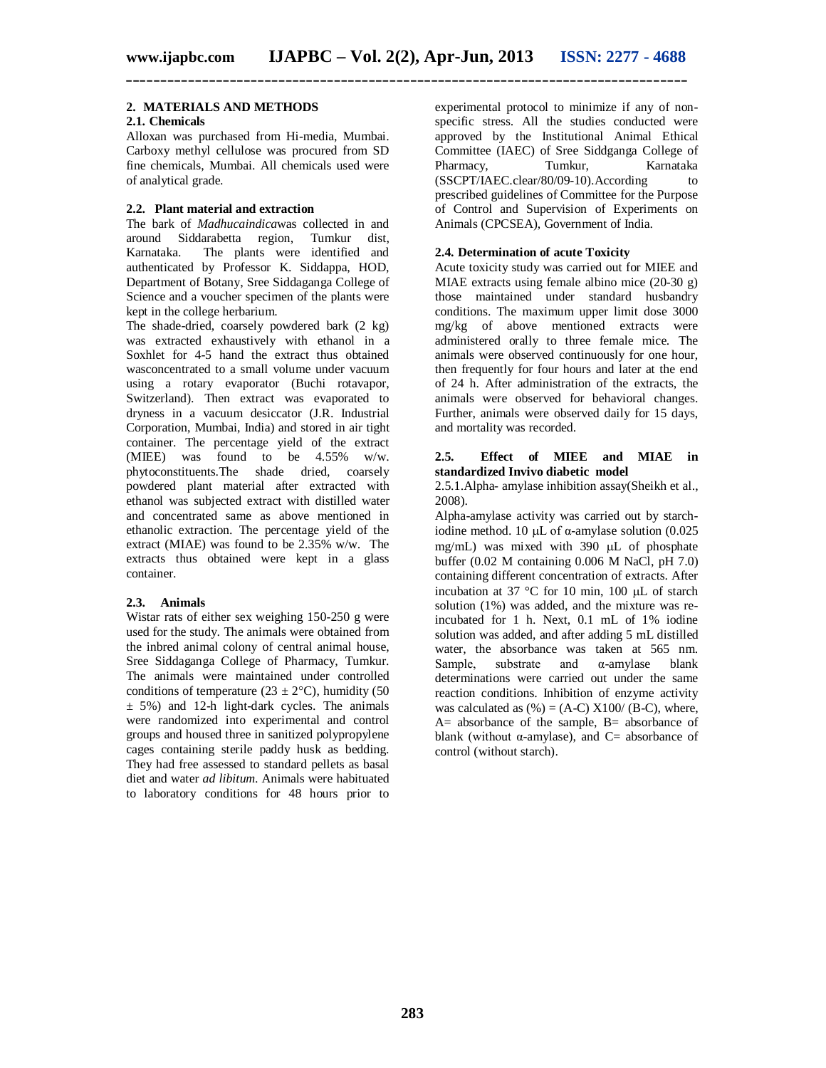## 2. MATERIALS AND METHODS

### 2.1. Chemicals

Alloxan was purchased from Hi-media, Mumbai. Carboxy methyl cellulose was procured from SD fine chemicals, Mumbai. All chemicals used were of analytical grade.

### 2.2. Plant material and extraction

The bark of *Madhucaindica*was collected in and around Siddarabetta region, Tumkur dist, Karnataka. The plants were identified and authenticated by Professor K. Siddappa, HOD, Department of Botany, Sree Siddaganga College of Science and a voucher specimen of the plants were kept in the college herbarium.

The shade-dried, coarsely powdered bark (2 kg) was extracted exhaustively with ethanol in a Soxhlet for 4-5 hand the extract thus obtained wasconcentrated to a small volume under vacuum using a rotary evaporator (Buchi rotavapor, Switzerland). Then extract was evaporated to dryness in a vacuum desiccator (J.R. Industrial Corporation, Mumbai, India) and stored in air tight container. The percentage yield of the extract (MIEE) was found to be 4.55% w/w. phytoconstituents.The shade dried, coarsely powdered plant material after extracted with ethanol was subjected extract with distilled water and concentrated same as above mentioned in ethanolic extraction. The percentage yield of the extract (MIAE) was found to be 2.35% w/w. The extracts thus obtained were kept in a glass container.

### 2.3. Animals

Wistar rats of either sex weighing 150-250 g were used for the study. The animals were obtained from the inbred animal colony of central animal house, Sree Siddaganga College of Pharmacy, Tumkur. The animals were maintained under controlled conditions of temperature (23 ± 2°C), humidity (50 ± 5%) and 12-h light-dark cycles. The animals were randomized into experimental and control groups and housed three in sanitized polypropylene cages containing sterile paddy husk as bedding. They had free assessed to standard pellets as basal diet and water *ad libitum*. Animals were habituated to laboratory conditions for 48 hours prior to experimental protocol to minimize if any of non-specific stress. All the studies conducted were approved by the Institutional Animal Ethical Committee (IAEC) of Sree Siddganga College of Pharmacy, Tumkur, Karnataka (SSCPT/IAEC.clear/80/09-10).According to prescribed guidelines of Committee for the Purpose of Control and Supervision of Experiments on Animals (CPCSEA), Government of India.

### 2.4. Determination of acute Toxicity

Acute toxicity study was carried out for MIEE and MIAE extracts using female albino mice (20-30 g) those maintained under standard husbandry conditions. The maximum upper limit dose 3000 mg/kg of above mentioned extracts were administered orally to three female mice. The animals were observed continuously for one hour, then frequently for four hours and later at the end of 24 h. After administration of the extracts, the animals were observed for behavioral changes. Further, animals were observed daily for 15 days, and mortality was recorded.

### 2.5. Effect of MIEE and MIAE in standardized Invivo diabetic model

2.5.1.Alpha- amylase inhibition assay(Sheikh et al., 2008).

Alpha-amylase activity was carried out by starch-iodine method. 10 μL of α-amylase solution (0.025 mg/mL) was mixed with 390 μL of phosphate buffer (0.02 M containing 0.006 M NaCl, pH 7.0) containing different concentration of extracts. After incubation at 37 °C for 10 min, 100 μL of starch solution (1%) was added, and the mixture was re-incubated for 1 h. Next, 0.1 mL of 1% iodine solution was added, and after adding 5 mL distilled water, the absorbance was taken at 565 nm. Sample, substrate and α-amylase blank determinations were carried out under the same reaction conditions. Inhibition of enzyme activity was calculated as (%) = (A-C) X100/ (B-C), where, A= absorbance of the sample, B= absorbance of blank (without α-amylase), and C= absorbance of control (without starch).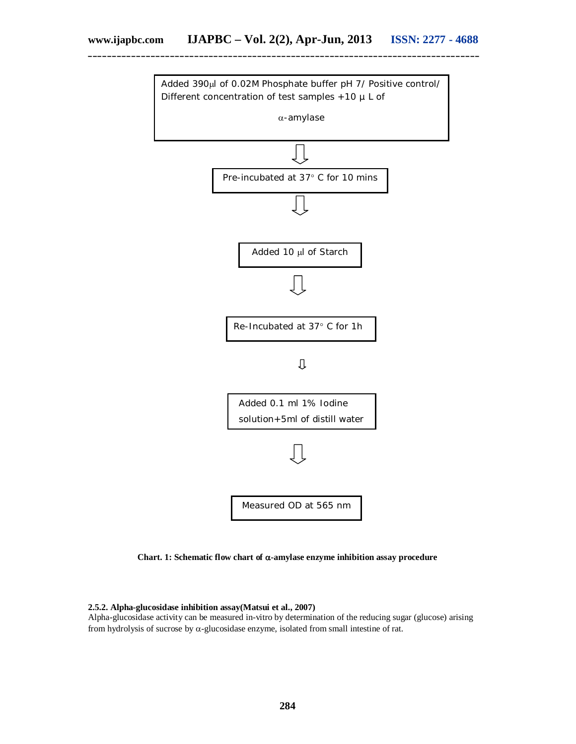Added 390μl of 0.02M Phosphate buffer pH 7/ Positive control/ Different concentration of test samples +10 μ L of α-amylase

⇩

Pre-incubated at 37° C for 10 mins

⇩

Added 10 μl of Starch

⇩

Re-Incubated at 37° C for 1h

⇩

Added 0.1 ml 1% Iodine solution+5ml of distill water

⇩

Measured OD at 565 nm

**Chart. 1: Schematic flow chart of α-amylase enzyme inhibition assay procedure**

**2.5.2. Alpha-glucosidase inhibition assay(Matsui et al., 2007)**

Alpha-glucosidase activity can be measured in-vitro by determination of the reducing sugar (glucose) arising from hydrolysis of sucrose by α-glucosidase enzyme, isolated from small intestine of rat.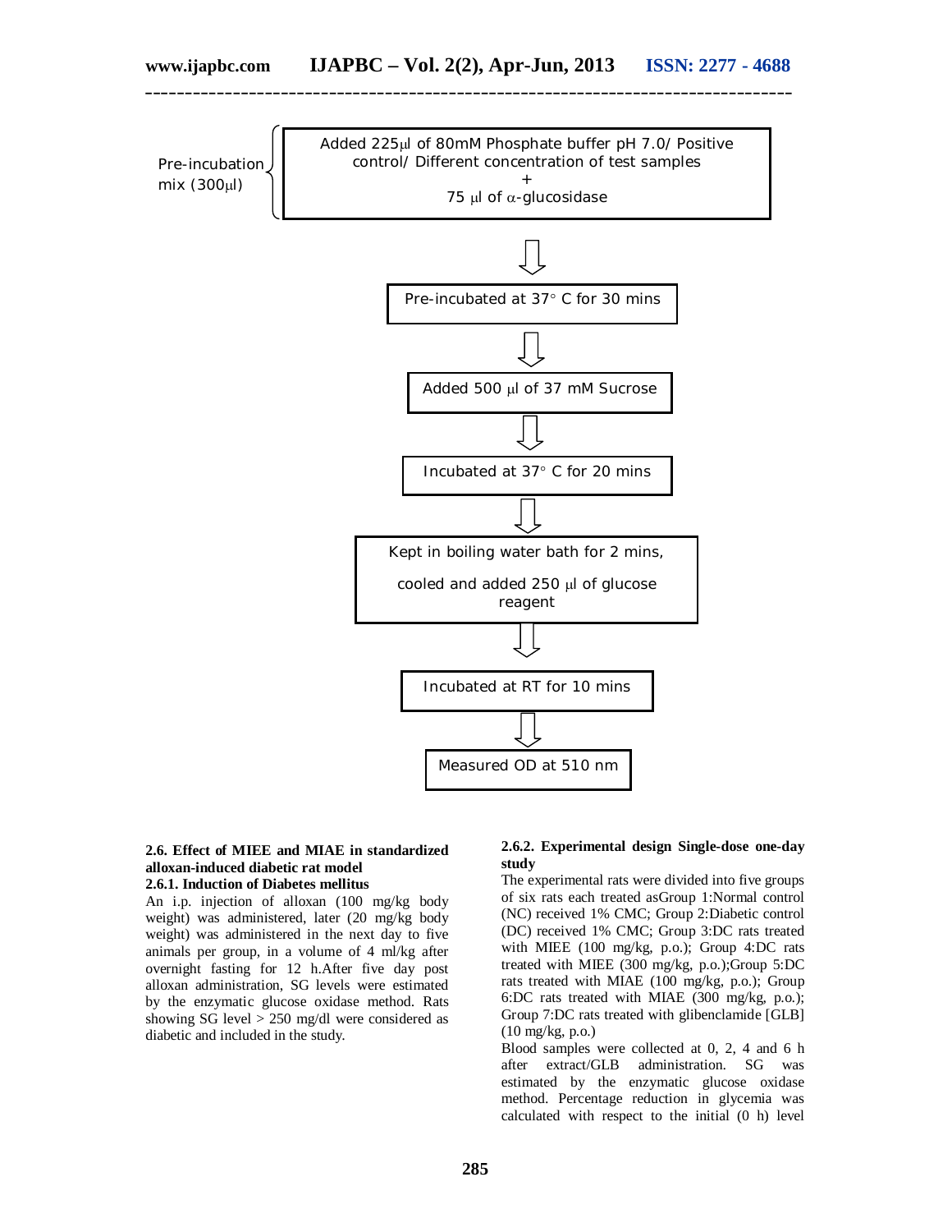Pre-incubation mix (300μl)

Added 225μl of 80mM Phosphate buffer pH 7.0/ Positive control/ Different concentration of test samples
+
75 μl of α-glucosidase

⇩

Pre-incubated at 37° C for 30 mins

⇩

Added 500 μl of 37 mM Sucrose

⇩

Incubated at 37° C for 20 mins

⇩

Kept in boiling water bath for 2 mins,

cooled and added 250 μl of glucose reagent

⇩

Incubated at RT for 10 mins

⇩

Measured OD at 510 nm

### 2.6. Effect of MIEE and MIAE in standardized alloxan-induced diabetic rat model

#### 2.6.1. Induction of Diabetes mellitus

An i.p. injection of alloxan (100 mg/kg body weight) was administered, later (20 mg/kg body weight) was administered in the next day to five animals per group, in a volume of 4 ml/kg after overnight fasting for 12 h.After five day post alloxan administration, SG levels were estimated by the enzymatic glucose oxidase method. Rats showing SG level > 250 mg/dl were considered as diabetic and included in the study.

#### 2.6.2. Experimental design Single-dose one-day study

The experimental rats were divided into five groups of six rats each treated asGroup 1:Normal control (NC) received 1% CMC; Group 2:Diabetic control (DC) received 1% CMC; Group 3:DC rats treated with MIEE (100 mg/kg, p.o.); Group 4:DC rats treated with MIEE (300 mg/kg, p.o.);Group 5:DC rats treated with MIAE (100 mg/kg, p.o.); Group 6:DC rats treated with MIAE (300 mg/kg, p.o.); Group 7:DC rats treated with glibenclamide [GLB] (10 mg/kg, p.o.)

Blood samples were collected at 0, 2, 4 and 6 h after extract/GLB administration. SG was estimated by the enzymatic glucose oxidase method. Percentage reduction in glycemia was calculated with respect to the initial (0 h) level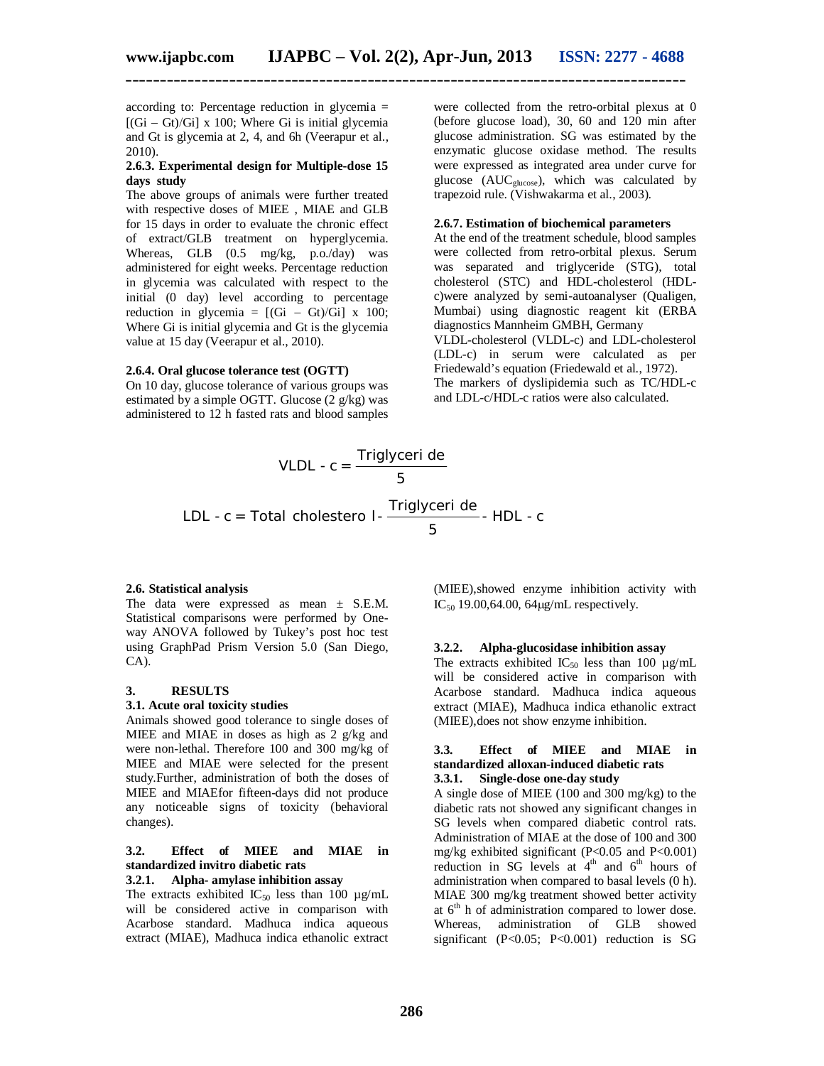according to: Percentage reduction in glycemia = $[(Gi – Gt)/Gi] \times 100$; Where Gi is initial glycemia and Gt is glycemia at 2, 4, and 6h (Veerapur et al., 2010).

#### 2.6.3. Experimental design for Multiple-dose 15 days study

The above groups of animals were further treated with respective doses of MIEE , MIAE and GLB for 15 days in order to evaluate the chronic effect of extract/GLB treatment on hyperglycemia. Whereas, GLB (0.5 mg/kg, p.o./day) was administered for eight weeks. Percentage reduction in glycemia was calculated with respect to the initial (0 day) level according to percentage reduction in glycemia = $[(Gi – Gt)/Gi] \times 100$; Where Gi is initial glycemia and Gt is the glycemia value at 15 day (Veerapur et al., 2010).

#### 2.6.4. Oral glucose tolerance test (OGTT)

On 10 day, glucose tolerance of various groups was estimated by a simple OGTT. Glucose (2 g/kg) was administered to 12 h fasted rats and blood samples were collected from the retro-orbital plexus at 0 (before glucose load), 30, 60 and 120 min after glucose administration. SG was estimated by the enzymatic glucose oxidase method. The results were expressed as integrated area under curve for glucose ($AUC_{glucose}$), which was calculated by trapezoid rule. (Vishwakarma et al., 2003).

#### 2.6.7. Estimation of biochemical parameters

At the end of the treatment schedule, blood samples were collected from retro-orbital plexus. Serum was separated and triglyceride (STG), total cholesterol (STC) and HDL-cholesterol (HDL-c)were analyzed by semi-autoanalyser (Qualigen, Mumbai) using diagnostic reagent kit (ERBA diagnostics Mannheim GMBH, Germany

VLDL-cholesterol (VLDL-c) and LDL-cholesterol (LDL-c) in serum were calculated as per Friedewald's equation (Friedewald et al., 1972).

The markers of dyslipidemia such as TC/HDL-c and LDL-c/HDL-c ratios were also calculated.

$$\text{VLDL - c} = \frac{\text{Triglyceride}}{5}$$

$$\text{LDL - c} = \text{Total cholesterol} - \frac{\text{Triglyceride}}{5} - \text{HDL - c}$$

### 2.6. Statistical analysis

The data were expressed as mean ± S.E.M. Statistical comparisons were performed by One-way ANOVA followed by Tukey's post hoc test using GraphPad Prism Version 5.0 (San Diego, CA).

## 3. RESULTS

### 3.1. Acute oral toxicity studies

Animals showed good tolerance to single doses of MIEE and MIAE in doses as high as 2 g/kg and were non-lethal. Therefore 100 and 300 mg/kg of MIEE and MIAE were selected for the present study.Further, administration of both the doses of MIEE and MIAEfor fifteen-days did not produce any noticeable signs of toxicity (behavioral changes).

### 3.2. Effect of MIEE and MIAE in standardized invitro diabetic rats

#### 3.2.1. Alpha- amylase inhibition assay

The extracts exhibited $IC_{50}$ less than 100 µg/mL will be considered active in comparison with Acarbose standard. Madhuca indica aqueous extract (MIAE), Madhuca indica ethanolic extract (MIEE),showed enzyme inhibition activity with $IC_{50}$ 19.00,64.00, 64µg/mL respectively.

#### 3.2.2. Alpha-glucosidase inhibition assay

The extracts exhibited $IC_{50}$ less than 100 µg/mL will be considered active in comparison with Acarbose standard. Madhuca indica aqueous extract (MIAE), Madhuca indica ethanolic extract (MIEE),does not show enzyme inhibition.

### 3.3. Effect of MIEE and MIAE in standardized alloxan-induced diabetic rats

#### 3.3.1. Single-dose one-day study

A single dose of MIEE (100 and 300 mg/kg) to the diabetic rats not showed any significant changes in SG levels when compared diabetic control rats. Administration of MIAE at the dose of 100 and 300 mg/kg exhibited significant ($P<0.05$ and $P<0.001$) reduction in SG levels at 4th and 6th hours of administration when compared to basal levels (0 h). MIAE 300 mg/kg treatment showed better activity at 6th h of administration compared to lower dose. Whereas, administration of GLB showed significant ($P<0.05$; $P<0.001$) reduction is SG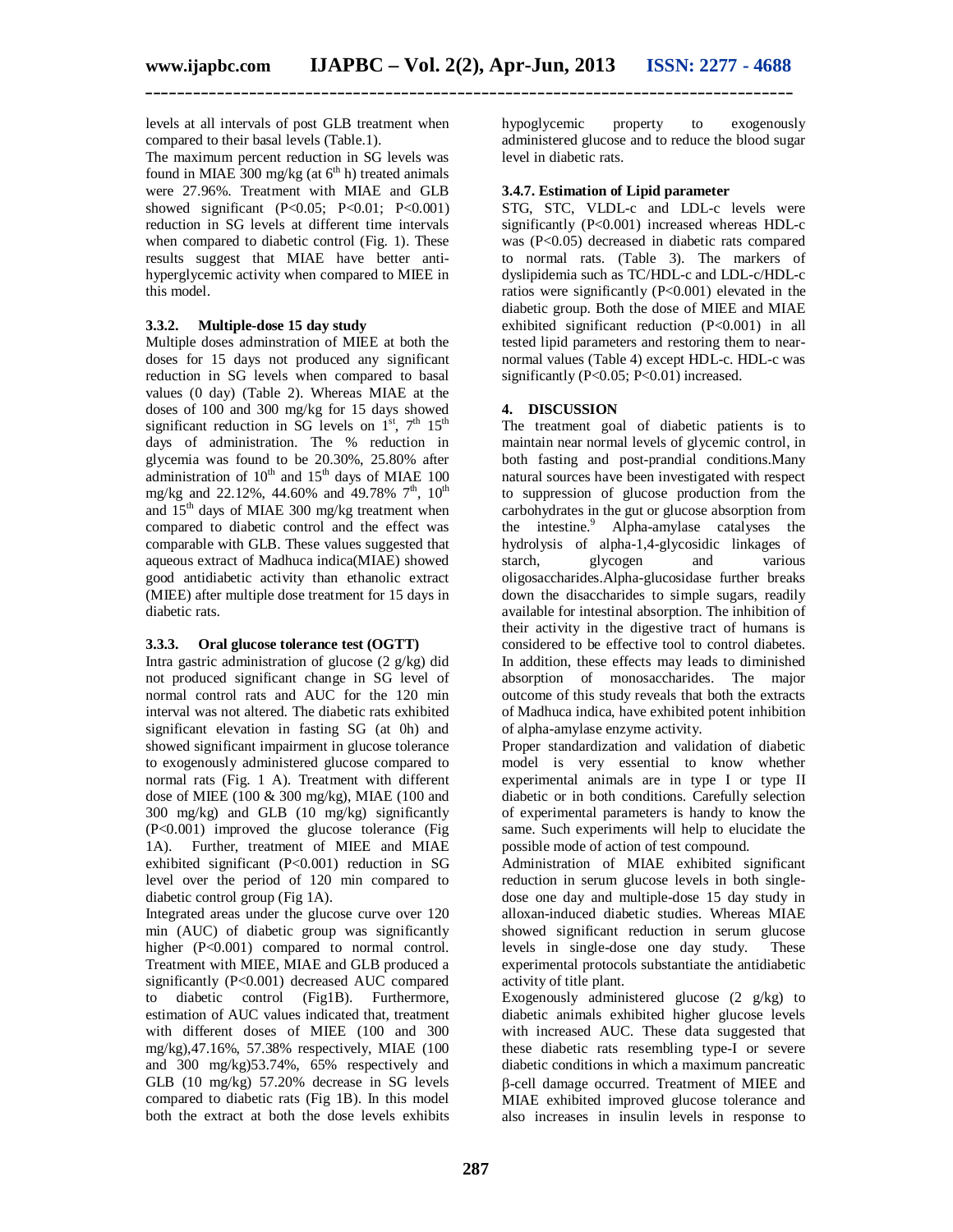levels at all intervals of post GLB treatment when compared to their basal levels (Table.1).

The maximum percent reduction in SG levels was found in MIAE 300 mg/kg (at $6^{th}$ h) treated animals were 27.96%. Treatment with MIAE and GLB showed significant (P<0.05; P<0.01; P<0.001) reduction in SG levels at different time intervals when compared to diabetic control (Fig. 1). These results suggest that MIAE have better anti-hyperglycemic activity when compared to MIEE in this model.

### 3.3.2. Multiple-dose 15 day study

Multiple doses adminstration of MIEE at both the doses for 15 days not produced any significant reduction in SG levels when compared to basal values (0 day) (Table 2). Whereas MIAE at the doses of 100 and 300 mg/kg for 15 days showed significant reduction in SG levels on $1^{st}$, $7^{th}$ $15^{th}$ days of administration. The % reduction in glycemia was found to be 20.30%, 25.80% after administration of $10^{th}$ and $15^{th}$ days of MIAE 100 mg/kg and 22.12%, 44.60% and 49.78% $7^{th}$, $10^{th}$ and $15^{th}$ days of MIAE 300 mg/kg treatment when compared to diabetic control and the effect was comparable with GLB. These values suggested that aqueous extract of Madhuca indica(MIAE) showed good antidiabetic activity than ethanolic extract (MIEE) after multiple dose treatment for 15 days in diabetic rats.

### 3.3.3. Oral glucose tolerance test (OGTT)

Intra gastric administration of glucose (2 g/kg) did not produced significant change in SG level of normal control rats and AUC for the 120 min interval was not altered. The diabetic rats exhibited significant elevation in fasting SG (at 0h) and showed significant impairment in glucose tolerance to exogenously administered glucose compared to normal rats (Fig. 1 A). Treatment with different dose of MIEE (100 & 300 mg/kg), MIAE (100 and 300 mg/kg) and GLB (10 mg/kg) significantly (P<0.001) improved the glucose tolerance (Fig 1A). Further, treatment of MIEE and MIAE exhibited significant (P<0.001) reduction in SG level over the period of 120 min compared to diabetic control group (Fig 1A).

Integrated areas under the glucose curve over 120 min (AUC) of diabetic group was significantly higher (P<0.001) compared to normal control. Treatment with MIEE, MIAE and GLB produced a significantly (P<0.001) decreased AUC compared to diabetic control (Fig1B). Furthermore, estimation of AUC values indicated that, treatment with different doses of MIEE (100 and 300 mg/kg),47.16%, 57.38% respectively, MIAE (100 and 300 mg/kg)53.74%, 65% respectively and GLB (10 mg/kg) 57.20% decrease in SG levels compared to diabetic rats (Fig 1B). In this model both the extract at both the dose levels exhibits hypoglycemic property to exogenously administered glucose and to reduce the blood sugar level in diabetic rats.

### 3.4.7. Estimation of Lipid parameter

STG, STC, VLDL-c and LDL-c levels were significantly (P<0.001) increased whereas HDL-c was (P<0.05) decreased in diabetic rats compared to normal rats. (Table 3). The markers of dyslipidemia such as TC/HDL-c and LDL-c/HDL-c ratios were significantly (P<0.001) elevated in the diabetic group. Both the dose of MIEE and MIAE exhibited significant reduction (P<0.001) in all tested lipid parameters and restoring them to near-normal values (Table 4) except HDL-c. HDL-c was significantly (P<0.05; P<0.01) increased.

## 4. DISCUSSION

The treatment goal of diabetic patients is to maintain near normal levels of glycemic control, in both fasting and post-prandial conditions.Many natural sources have been investigated with respect to suppression of glucose production from the carbohydrates in the gut or glucose absorption from the intestine.[9] Alpha-amylase catalyses the hydrolysis of alpha-1,4-glycosidic linkages of starch, glycogen and various oligosaccharides.Alpha-glucosidase further breaks down the disaccharides to simple sugars, readily available for intestinal absorption. The inhibition of their activity in the digestive tract of humans is considered to be effective tool to control diabetes. In addition, these effects may leads to diminished absorption of monosaccharides. The major outcome of this study reveals that both the extracts of Madhuca indica, have exhibited potent inhibition of alpha-amylase enzyme activity.

Proper standardization and validation of diabetic model is very essential to know whether experimental animals are in type I or type II diabetic or in both conditions. Carefully selection of experimental parameters is handy to know the same. Such experiments will help to elucidate the possible mode of action of test compound.

Administration of MIAE exhibited significant reduction in serum glucose levels in both single-dose one day and multiple-dose 15 day study in alloxan-induced diabetic studies. Whereas MIAE showed significant reduction in serum glucose levels in single-dose one day study. These experimental protocols substantiate the antidiabetic activity of title plant.

Exogenously administered glucose (2 g/kg) to diabetic animals exhibited higher glucose levels with increased AUC. These data suggested that these diabetic rats resembling type-I or severe diabetic conditions in which a maximum pancreatic β-cell damage occurred. Treatment of MIEE and MIAE exhibited improved glucose tolerance and also increases in insulin levels in response to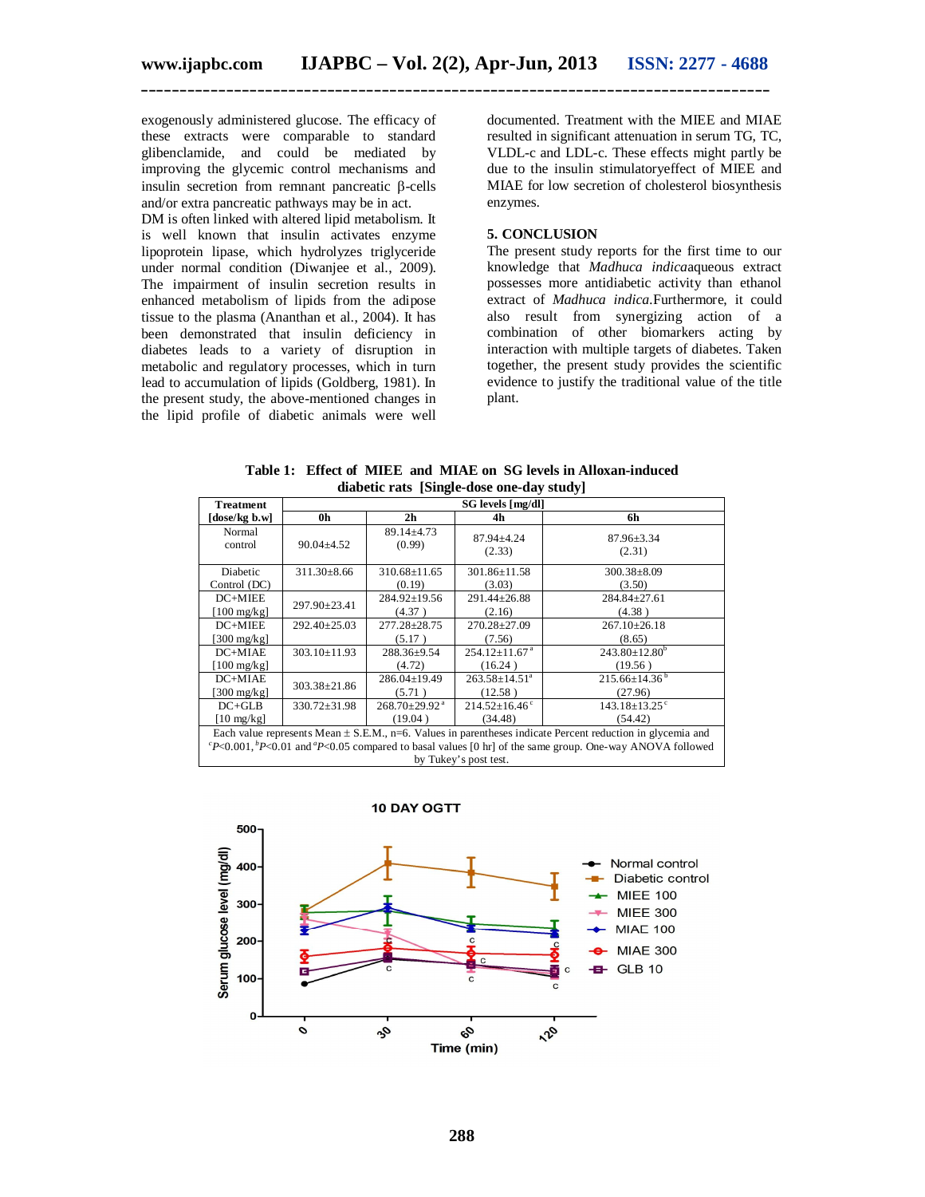exogenously administered glucose. The efficacy of these extracts were comparable to standard glibenclamide, and could be mediated by improving the glycemic control mechanisms and insulin secretion from remnant pancreatic β-cells and/or extra pancreatic pathways may be in act.

DM is often linked with altered lipid metabolism. It is well known that insulin activates enzyme lipoprotein lipase, which hydrolyzes triglyceride under normal condition (Diwanjee et al., 2009). The impairment of insulin secretion results in enhanced metabolism of lipids from the adipose tissue to the plasma (Ananthan et al., 2004). It has been demonstrated that insulin deficiency in diabetes leads to a variety of disruption in metabolic and regulatory processes, which in turn lead to accumulation of lipids (Goldberg, 1981). In the present study, the above-mentioned changes in the lipid profile of diabetic animals were well documented. Treatment with the MIEE and MIAE resulted in significant attenuation in serum TG, TC, VLDL-c and LDL-c. These effects might partly be due to the insulin stimulatoryeffect of MIEE and MIAE for low secretion of cholesterol biosynthesis enzymes.

## 5. CONCLUSION

The present study reports for the first time to our knowledge that *Madhuca indica*aqueous extract possesses more antidiabetic activity than ethanol extract of *Madhuca indica*.Furthermore, it could also result from synergizing action of a combination of other biomarkers acting by interaction with multiple targets of diabetes. Taken together, the present study provides the scientific evidence to justify the traditional value of the title plant.

**Table 1: Effect of MIEE and MIAE on SG levels in Alloxan-induced diabetic rats [Single-dose one-day study]**

| Treatment [dose/kg b.w] | SG levels [mg/dl] | | | |
|---|---|---|---|---|
| | 0h | 2h | 4h | 6h |
| Normal control | 90.04±4.52 | 89.14±4.73 (0.99) | 87.94±4.24 (2.33) | 87.96±3.34 (2.31) |
| Diabetic Control (DC) | 311.30±8.66 | 310.68±11.65 (0.19) | 301.86±11.58 (3.03) | 300.38±8.09 (3.50) |
| DC+MIEE [100 mg/kg] | 297.90±23.41 | 284.92±19.56 (4.37) | 291.44±26.88 (2.16) | 284.84±27.61 (4.38) |
| DC+MIEE [300 mg/kg] | 292.40±25.03 | 277.28±28.75 (5.17) | 270.28±27.09 (7.56) | 267.10±26.18 (8.65) |
| DC+MIAE [100 mg/kg] | 303.10±11.93 | 288.36±9.54 (4.72) | 254.12±11.67 $^{a}$ (16.24) | 243.80±12.80 $^{b}$ (19.56) |
| DC+MIAE [300 mg/kg] | 303.38±21.86 | 286.04±19.49 (5.71) | 263.58±14.51 $^{a}$ (12.58) | 215.66±14.36 $^{b}$ (27.96) |
| DC+GLB [10 mg/kg] | 330.72±31.98 | 268.70±29.92 $^{a}$ (19.04) | 214.52±16.46 $^{c}$ (34.48) | 143.18±13.25 $^{c}$ (54.42) |

Each value represents Mean ± S.E.M., n=6. Values in parentheses indicate Percent reduction in glycemia and $^{c}P<0.001$, $^{b}P<0.01$ and $^{a}P<0.05$ compared to basal values [0 hr] of the same group. One-way ANOVA followed by Tukey's post test.

**10 DAY OGTT**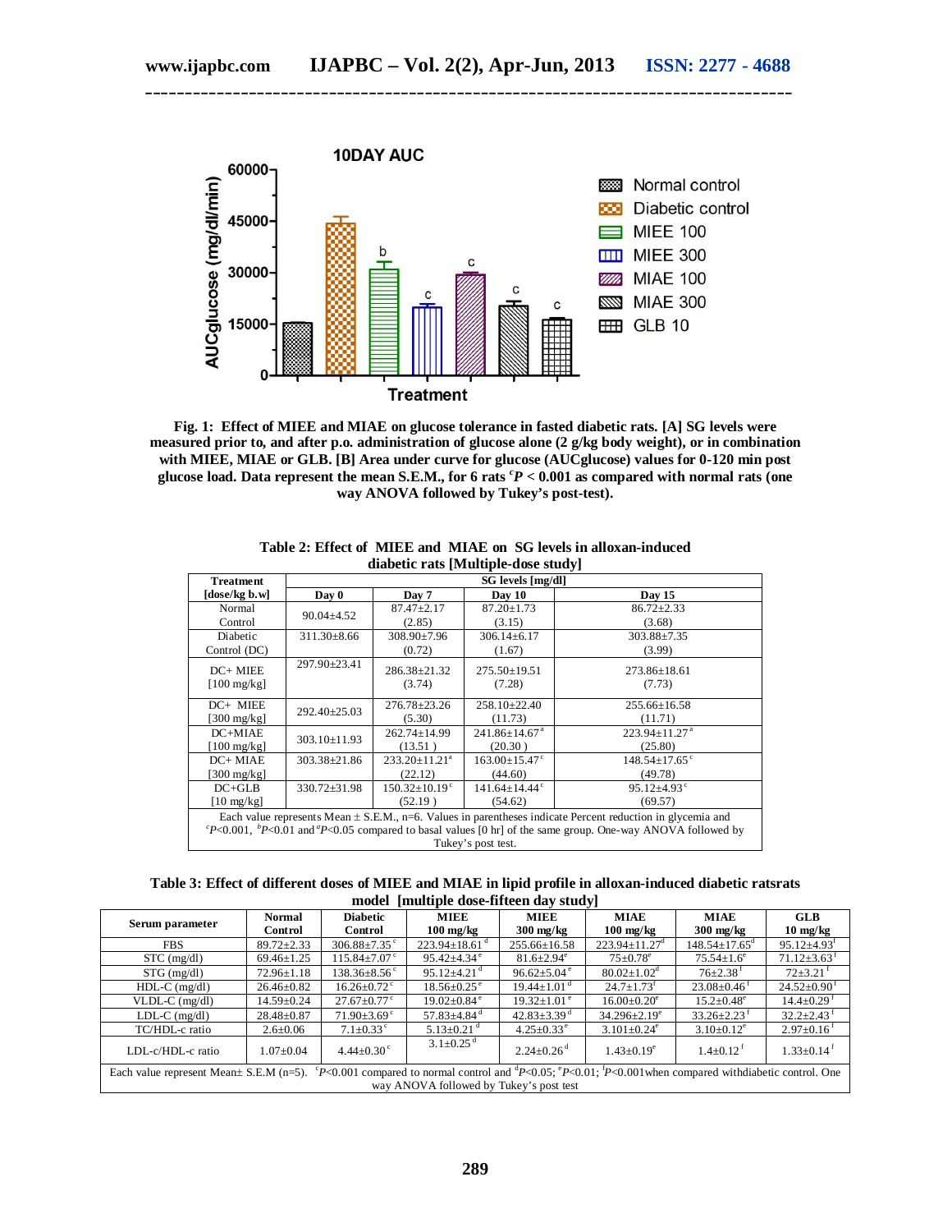**Fig. 1: Effect of MIEE and MIAE on glucose tolerance in fasted diabetic rats. [A] SG levels were measured prior to, and after p.o. administration of glucose alone (2 g/kg body weight), or in combination with MIEE, MIAE or GLB. [B] Area under curve for glucose (AUCglucose) values for 0-120 min post glucose load. Data represent the mean S.E.M., for 6 rats [c]$P < 0.001$ as compared with normal rats (one way ANOVA followed by Tukey's post-test).**

**Table 2: Effect of MIEE and MIAE on SG levels in alloxan-induced diabetic rats [Multiple-dose study]**

| Treatment [dose/kg b.w] | SG levels [mg/dl] | | | |
|---|---|---|---|---|
| | Day 0 | Day 7 | Day 10 | Day 15 |
| Normal Control | 90.04±4.52 | 87.47±2.17 (2.85) | 87.20±1.73 (3.15) | 86.72±2.33 (3.68) |
| Diabetic Control (DC) | 311.30±8.66 | 308.90±7.96 (0.72) | 306.14±6.17 (1.67) | 303.88±7.35 (3.99) |
| DC+ MIEE [100 mg/kg] | 297.90±23.41 | 286.38±21.32 (3.74) | 275.50±19.51 (7.28) | 273.86±18.61 (7.73) |
| DC+ MIEE [300 mg/kg] | 292.40±25.03 | 276.78±23.26 (5.30) | 258.10±22.40 (11.73) | 255.66±16.58 (11.71) |
| DC+MIAE [100 mg/kg] | 303.10±11.93 | 262.74±14.99 (13.51 ) | 241.86±14.67 [a] (20.30 ) | 223.94±11.27 [a] (25.80) |
| DC+ MIAE [300 mg/kg] | 303.38±21.86 | 233.20±11.21 [a] (22.12) | 163.00±15.47 [c] (44.60) | 148.54±17.65 [c] (49.78) |
| DC+GLB [10 mg/kg] | 330.72±31.98 | 150.32±10.19 [c] (52.19 ) | 141.64±14.44 [c] (54.62) | 95.12±4.93 [c] (69.57) |

Each value represents Mean ± S.E.M., n=6. Values in parentheses indicate Percent reduction in glycemia and [c]$P<0.001$, [b]$P<0.01$ and [a]$P<0.05$ compared to basal values [0 hr] of the same group. One-way ANOVA followed by Tukey's post test.

**Table 3: Effect of different doses of MIEE and MIAE in lipid profile in alloxan-induced diabetic ratsrats model [multiple dose-fifteen day study]**

| Serum parameter | Normal Control | Diabetic Control | MIEE 100 mg/kg | MIEE 300 mg/kg | MIAE 100 mg/kg | MIAE 300 mg/kg | GLB 10 mg/kg |
|---|---|---|---|---|---|---|---|
| FBS | 89.72±2.33 | 306.88±7.35 [c] | 223.94±18.61 [d] | 255.66±16.58 | 223.94±11.27[d] | 148.54±17.65[d] | 95.12±4.93 [f] |
| STC (mg/dl) | 69.46±1.25 | 115.84±7.07 [c] | 95.42±4.34 [e] | 81.6±2.94[e] | 75±0.78[e] | 75.54±1.6[e] | 71.12±3.63 [f] |
| STG (mg/dl) | 72.96±1.18 | 138.36±8.56 [c] | 95.12±4.21 [d] | 96.62±5.04 [e] | 80.02±1.02[d] | 76±2.38 [f] | 72±3.21 [f] |
| HDL-C (mg/dl) | 26.46±0.82 | 16.26±0.72 [c] | 18.56±0.25 [e] | 19.44±1.01 [d] | 24.7±1.73[f] | 23.08±0.46 [f] | 24.52±0.90 [f] |
| VLDL-C (mg/dl) | 14.59±0.24 | 27.67±0.77 [c] | 19.02±0.84 [e] | 19.32±1.01 [e] | 16.00±0.20[e] | 15.2±0.48[e] | 14.4±0.29 [f] |
| LDL-C (mg/dl) | 28.48±0.87 | 71.90±3.69 [c] | 57.83±4.84 [d] | 42.83±3.39 [d] | 34.296±2.19[e] | 33.26±2.23 [f] | 32.2±2.43 [f] |
| TC/HDL-c ratio | 2.6±0.06 | 7.1±0.33 [c] | 5.13±0.21 [d] | 4.25±0.33 [e] | 3.101±0.24[e] | 3.10±0.12[e] | 2.97±0.16 [f] |
| LDL-c/HDL-c ratio | 1.07±0.04 | 4.44±0.30 [c] | 3.1±0.25 [d] | 2.24±0.26 [d] | 1.43±0.19[e] | 1.4±0.12 [f] | 1.33±0.14 [f] |

Each value represent Mean± S.E.M (n=5). [c]$P<0.001$ compared to normal control and [d]$P<0.05$; [e]$P<0.01$; [f]$P<0.001$when compared withdiabetic control. One way ANOVA followed by Tukey's post test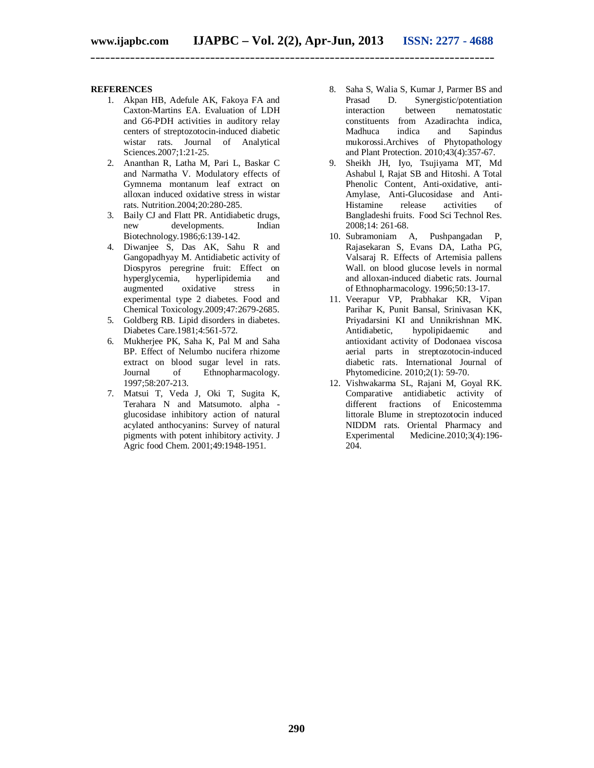**REFERENCES**

1. Akpan HB, Adefule AK, Fakoya FA and Caxton-Martins EA. Evaluation of LDH and G6-PDH activities in auditory relay centers of streptozotocin-induced diabetic wistar rats. Journal of Analytical Sciences.2007;1:21-25.
2. Ananthan R, Latha M, Pari L, Baskar C and Narmatha V. Modulatory effects of Gymnema montanum leaf extract on alloxan induced oxidative stress in wistar rats. Nutrition.2004;20:280-285.
3. Baily CJ and Flatt PR. Antidiabetic drugs, new developments. Indian Biotechnology.1986;6:139-142.
4. Diwanjee S, Das AK, Sahu R and Gangopadhyay M. Antidiabetic activity of Diospyros peregrine fruit: Effect on hyperglycemia, hyperlipidemia and augmented oxidative stress in experimental type 2 diabetes. Food and Chemical Toxicology.2009;47:2679-2685.
5. Goldberg RB. Lipid disorders in diabetes. Diabetes Care.1981;4:561-572.
6. Mukherjee PK, Saha K, Pal M and Saha BP. Effect of Nelumbo nucifera rhizome extract on blood sugar level in rats. Journal of Ethnopharmacology. 1997;58:207-213.
7. Matsui T, Veda J, Oki T, Sugita K, Terahara N and Matsumoto. alpha - glucosidase inhibitory action of natural acylated anthocyanins: Survey of natural pigments with potent inhibitory activity. J Agric food Chem. 2001;49:1948-1951.
8. Saha S, Walia S, Kumar J, Parmer BS and Prasad D. Synergistic/potentiation interaction between nematostatic constituents from Azadirachta indica, Madhuca indica and Sapindus mukorossi.Archives of Phytopathology and Plant Protection. 2010;43(4):357-67.
9. Sheikh JH, Iyo, Tsujiyama MT, Md Ashabul I, Rajat SB and Hitoshi. A Total Phenolic Content, Anti-oxidative, anti-Amylase, Anti-Glucosidase and Anti-Histamine release activities of Bangladeshi fruits. Food Sci Technol Res. 2008;14: 261-68.
10. Subramoniam A, Pushpangadan P, Rajasekaran S, Evans DA, Latha PG, Valsaraj R. Effects of Artemisia pallens Wall. on blood glucose levels in normal and alloxan-induced diabetic rats. Journal of Ethnopharmacology. 1996;50:13-17.
11. Veerapur VP, Prabhakar KR, Vipan Parihar K, Punit Bansal, Srinivasan KK, Priyadarsini KI and Unnikrishnan MK. Antidiabetic, hypolipidaemic and antioxidant activity of Dodonaea viscosa aerial parts in streptozotocin-induced diabetic rats. International Journal of Phytomedicine. 2010;2(1): 59-70.
12. Vishwakarma SL, Rajani M, Goyal RK. Comparative antidiabetic activity of different fractions of Enicostemma littorale Blume in streptozotocin induced NIDDM rats. Oriental Pharmacy and Experimental Medicine.2010;3(4):196-204.